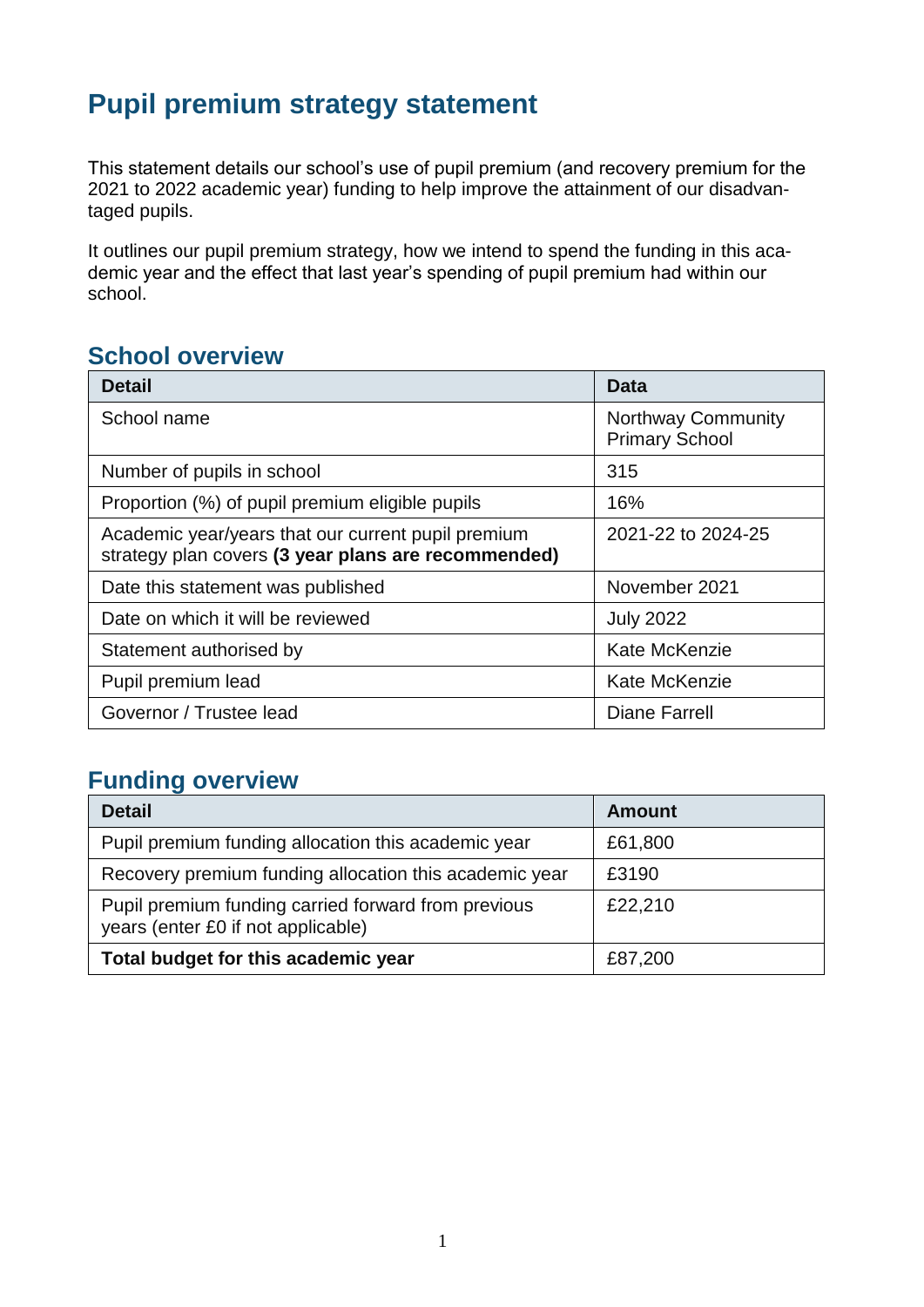# Pupil premium strategy statement

This statement details our school's use of pupil premium (and recovery premium for the 2021 to 2022 academic year) funding to help improve the attainment of our disadvantaged pupils.

It outlines our pupil premium strategy, how we intend to spend the funding in this academic year and the effect that last year's spending of pupil premium had within our school.

## School overview

| Detail | Data |
|---|---|
| School name | Northway Community Primary School |
| Number of pupils in school | 315 |
| Proportion (%) of pupil premium eligible pupils | 16% |
| Academic year/years that our current pupil premium strategy plan covers **(3 year plans are recommended)** | 2021-22 to 2024-25 |
| Date this statement was published | November 2021 |
| Date on which it will be reviewed | July 2022 |
| Statement authorised by | Kate McKenzie |
| Pupil premium lead | Kate McKenzie |
| Governor / Trustee lead | Diane Farrell |

## Funding overview

| Detail | Amount |
|---|---|
| Pupil premium funding allocation this academic year | £61,800 |
| Recovery premium funding allocation this academic year | £3190 |
| Pupil premium funding carried forward from previous years (enter £0 if not applicable) | £22,210 |
| **Total budget for this academic year** | £87,200 |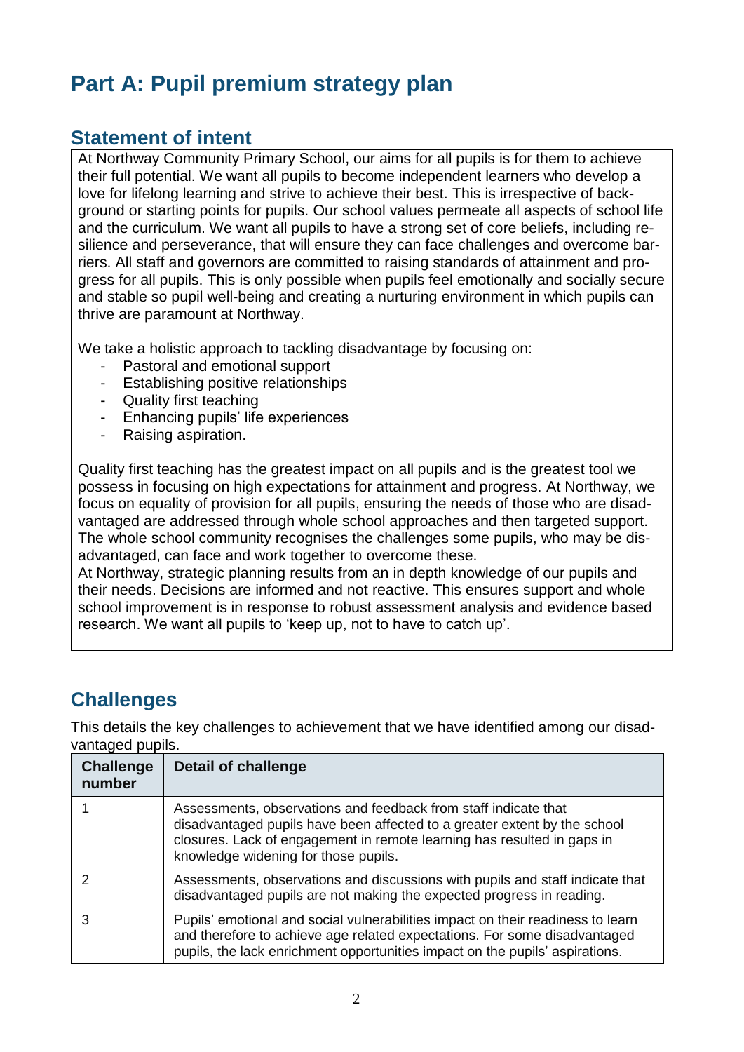# Part A: Pupil premium strategy plan

## Statement of intent

At Northway Community Primary School, our aims for all pupils is for them to achieve their full potential. We want all pupils to become independent learners who develop a love for lifelong learning and strive to achieve their best. This is irrespective of background or starting points for pupils. Our school values permeate all aspects of school life and the curriculum. We want all pupils to have a strong set of core beliefs, including resilience and perseverance, that will ensure they can face challenges and overcome barriers. All staff and governors are committed to raising standards of attainment and progress for all pupils. This is only possible when pupils feel emotionally and socially secure and stable so pupil well-being and creating a nurturing environment in which pupils can thrive are paramount at Northway.

We take a holistic approach to tackling disadvantage by focusing on:

- Pastoral and emotional support
- Establishing positive relationships
- Quality first teaching
- Enhancing pupils' life experiences
- Raising aspiration.

Quality first teaching has the greatest impact on all pupils and is the greatest tool we possess in focusing on high expectations for attainment and progress. At Northway, we focus on equality of provision for all pupils, ensuring the needs of those who are disadvantaged are addressed through whole school approaches and then targeted support. The whole school community recognises the challenges some pupils, who may be disadvantaged, can face and work together to overcome these.

At Northway, strategic planning results from an in depth knowledge of our pupils and their needs. Decisions are informed and not reactive. This ensures support and whole school improvement is in response to robust assessment analysis and evidence based research. We want all pupils to 'keep up, not to have to catch up'.

## Challenges

This details the key challenges to achievement that we have identified among our disadvantaged pupils.

| Challenge number | Detail of challenge |
|---|---|
| 1 | Assessments, observations and feedback from staff indicate that disadvantaged pupils have been affected to a greater extent by the school closures. Lack of engagement in remote learning has resulted in gaps in knowledge widening for those pupils. |
| 2 | Assessments, observations and discussions with pupils and staff indicate that disadvantaged pupils are not making the expected progress in reading. |
| 3 | Pupils' emotional and social vulnerabilities impact on their readiness to learn and therefore to achieve age related expectations. For some disadvantaged pupils, the lack enrichment opportunities impact on the pupils' aspirations. |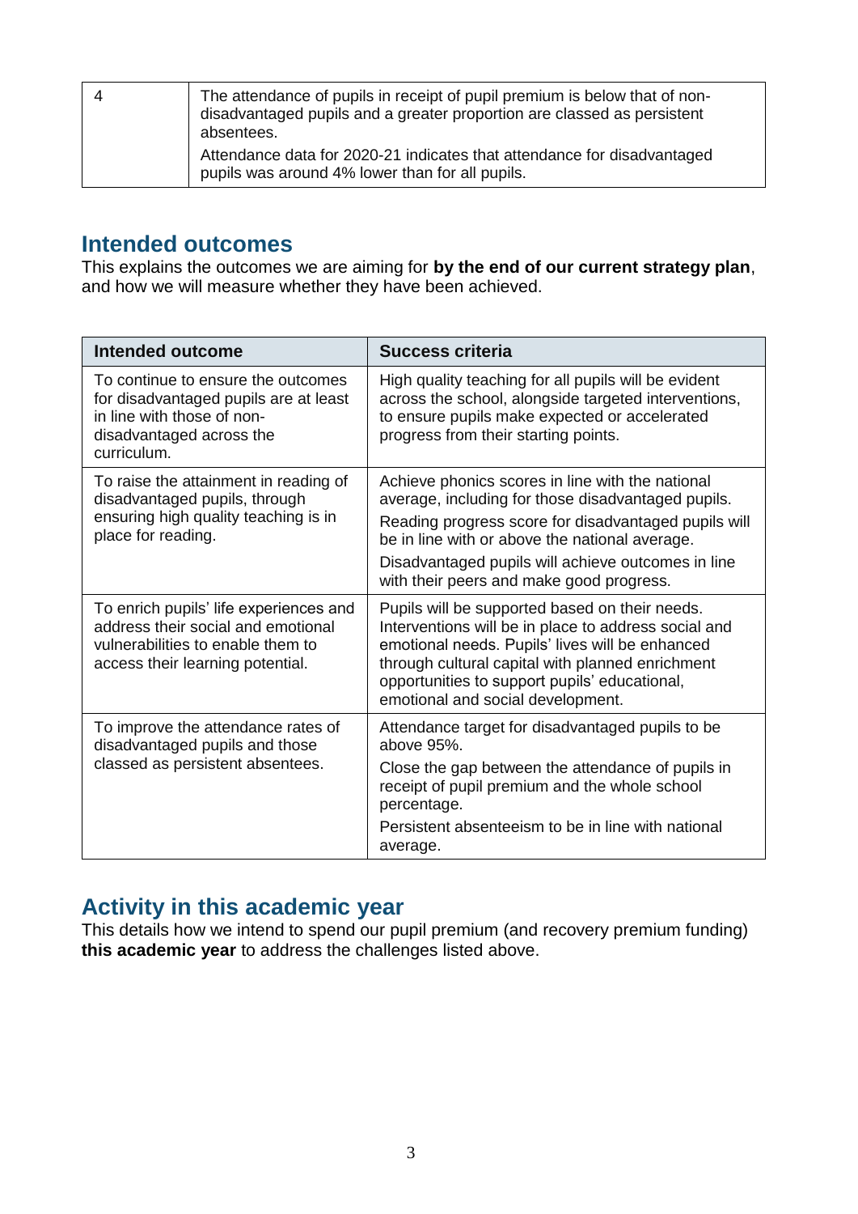| | |
|---|---|
| 4 | The attendance of pupils in receipt of pupil premium is below that of non-disadvantaged pupils and a greater proportion are classed as persistent absentees.<br>Attendance data for 2020-21 indicates that attendance for disadvantaged pupils was around 4% lower than for all pupils. |

## Intended outcomes

This explains the outcomes we are aiming for **by the end of our current strategy plan**, and how we will measure whether they have been achieved.

| Intended outcome | Success criteria |
|---|---|
| To continue to ensure the outcomes for disadvantaged pupils are at least in line with those of non-disadvantaged across the curriculum. | High quality teaching for all pupils will be evident across the school, alongside targeted interventions, to ensure pupils make expected or accelerated progress from their starting points. |
| To raise the attainment in reading of disadvantaged pupils, through ensuring high quality teaching is in place for reading. | Achieve phonics scores in line with the national average, including for those disadvantaged pupils.<br>Reading progress score for disadvantaged pupils will be in line with or above the national average.<br>Disadvantaged pupils will achieve outcomes in line with their peers and make good progress. |
| To enrich pupils' life experiences and address their social and emotional vulnerabilities to enable them to access their learning potential. | Pupils will be supported based on their needs. Interventions will be in place to address social and emotional needs. Pupils' lives will be enhanced through cultural capital with planned enrichment opportunities to support pupils' educational, emotional and social development. |
| To improve the attendance rates of disadvantaged pupils and those classed as persistent absentees. | Attendance target for disadvantaged pupils to be above 95%.<br>Close the gap between the attendance of pupils in receipt of pupil premium and the whole school percentage.<br>Persistent absenteeism to be in line with national average. |

## Activity in this academic year

This details how we intend to spend our pupil premium (and recovery premium funding) **this academic year** to address the challenges listed above.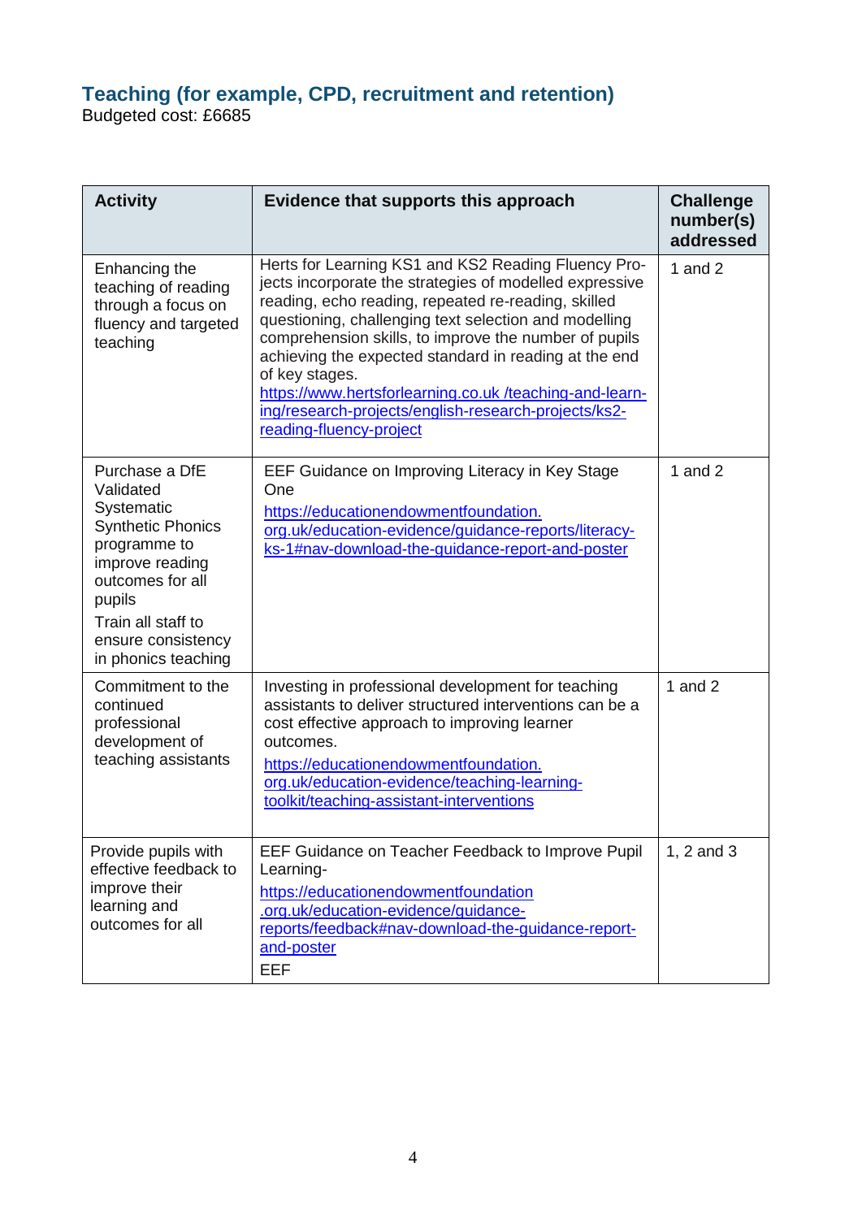## Teaching (for example, CPD, recruitment and retention)

Budgeted cost: £6685

| Activity | Evidence that supports this approach | Challenge number(s) addressed |
|---|---|---|
| Enhancing the teaching of reading through a focus on fluency and targeted teaching | Herts for Learning KS1 and KS2 Reading Fluency Projects incorporate the strategies of modelled expressive reading, echo reading, repeated re-reading, skilled questioning, challenging text selection and modelling comprehension skills, to improve the number of pupils achieving the expected standard in reading at the end of key stages. https://www.hertsforlearning.co.uk /teaching-and-learning/research-projects/english-research-projects/ks2-reading-fluency-project | 1 and 2 |
| Purchase a DfE Validated Systematic Synthetic Phonics programme to improve reading outcomes for all pupils<br>Train all staff to ensure consistency in phonics teaching | EEF Guidance on Improving Literacy in Key Stage One<br>https://educationendowmentfoundation.org.uk/education-evidence/guidance-reports/literacy-ks-1#nav-download-the-guidance-report-and-poster | 1 and 2 |
| Commitment to the continued professional development of teaching assistants | Investing in professional development for teaching assistants to deliver structured interventions can be a cost effective approach to improving learner outcomes.<br>https://educationendowmentfoundation.org.uk/education-evidence/teaching-learning-toolkit/teaching-assistant-interventions | 1 and 2 |
| Provide pupils with effective feedback to improve their learning and outcomes for all | EEF Guidance on Teacher Feedback to Improve Pupil Learning-<br>https://educationendowmentfoundation.org.uk/education-evidence/guidance-reports/feedback#nav-download-the-guidance-report-and-poster<br>EEF | 1, 2 and 3 |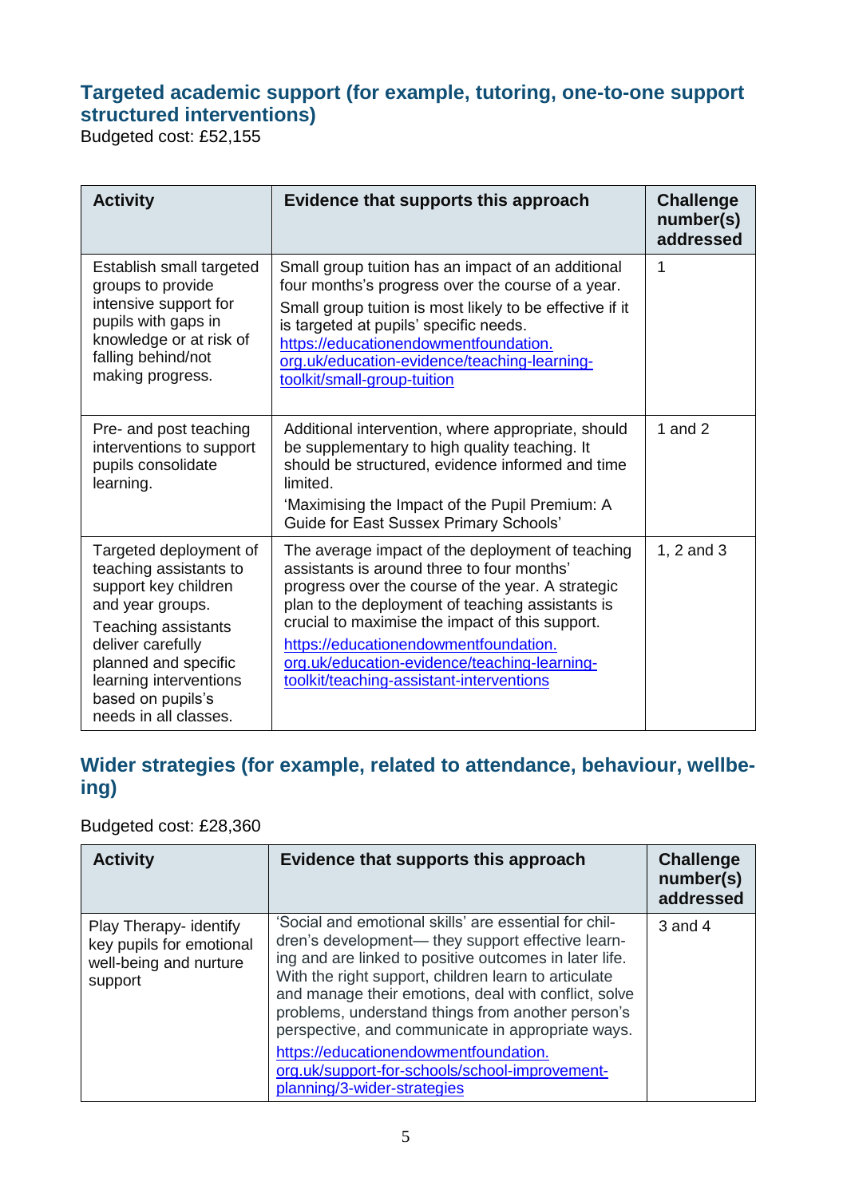### Targeted academic support (for example, tutoring, one-to-one support structured interventions)

Budgeted cost: £52,155

| Activity | Evidence that supports this approach | Challenge number(s) addressed |
|---|---|---|
| Establish small targeted groups to provide intensive support for pupils with gaps in knowledge or at risk of falling behind/not making progress. | Small group tuition has an impact of an additional four months's progress over the course of a year.<br>Small group tuition is most likely to be effective if it is targeted at pupils' specific needs.<br>[https://educationendowmentfoundation.org.uk/education-evidence/teaching-learning-toolkit/small-group-tuition](https://educationendowmentfoundation.org.uk/education-evidence/teaching-learning-toolkit/small-group-tuition) | 1 |
| Pre- and post teaching interventions to support pupils consolidate learning. | Additional intervention, where appropriate, should be supplementary to high quality teaching. It should be structured, evidence informed and time limited.<br>'Maximising the Impact of the Pupil Premium: A Guide for East Sussex Primary Schools' | 1 and 2 |
| Targeted deployment of teaching assistants to support key children and year groups.<br>Teaching assistants deliver carefully planned and specific learning interventions based on pupils's needs in all classes. | The average impact of the deployment of teaching assistants is around three to four months' progress over the course of the year. A strategic plan to the deployment of teaching assistants is crucial to maximise the impact of this support.<br>[https://educationendowmentfoundation.org.uk/education-evidence/teaching-learning-toolkit/teaching-assistant-interventions](https://educationendowmentfoundation.org.uk/education-evidence/teaching-learning-toolkit/teaching-assistant-interventions) | 1, 2 and 3 |

### Wider strategies (for example, related to attendance, behaviour, wellbeing)

Budgeted cost: £28,360

| Activity | Evidence that supports this approach | Challenge number(s) addressed |
|---|---|---|
| Play Therapy- identify key pupils for emotional well-being and nurture support | 'Social and emotional skills' are essential for children's development— they support effective learning and are linked to positive outcomes in later life. With the right support, children learn to articulate and manage their emotions, deal with conflict, solve problems, understand things from another person's perspective, and communicate in appropriate ways.<br>[https://educationendowmentfoundation.org.uk/support-for-schools/school-improvement-planning/3-wider-strategies](https://educationendowmentfoundation.org.uk/support-for-schools/school-improvement-planning/3-wider-strategies) | 3 and 4 |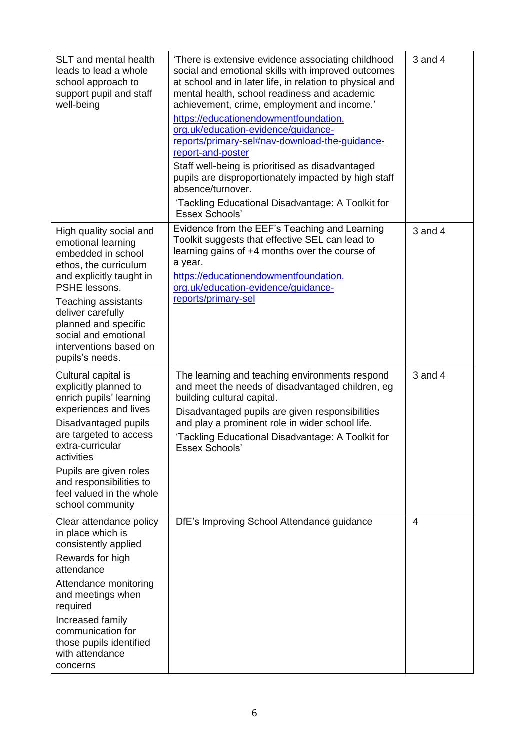| | | |
|---|---|---|
| SLT and mental health leads to lead a whole school approach to support pupil and staff well-being | 'There is extensive evidence associating childhood social and emotional skills with improved outcomes at school and in later life, in relation to physical and mental health, school readiness and academic achievement, crime, employment and income.'<br>[https://educationendowmentfoundation.org.uk/education-evidence/guidance-reports/primary-sel#nav-download-the-guidance-report-and-poster](https://educationendowmentfoundation.org.uk/education-evidence/guidance-reports/primary-sel#nav-download-the-guidance-report-and-poster)<br>Staff well-being is prioritised as disadvantaged pupils are disproportionately impacted by high staff absence/turnover.<br>'Tackling Educational Disadvantage: A Toolkit for Essex Schools' | 3 and 4 |
| High quality social and emotional learning embedded in school ethos, the curriculum and explicitly taught in PSHE lessons.<br>Teaching assistants deliver carefully planned and specific social and emotional interventions based on pupils's needs. | Evidence from the EEF's Teaching and Learning Toolkit suggests that effective SEL can lead to learning gains of +4 months over the course of a year.<br>[https://educationendowmentfoundation.org.uk/education-evidence/guidance-reports/primary-sel](https://educationendowmentfoundation.org.uk/education-evidence/guidance-reports/primary-sel) | 3 and 4 |
| Cultural capital is explicitly planned to enrich pupils' learning experiences and lives<br>Disadvantaged pupils are targeted to access extra-curricular activities<br>Pupils are given roles and responsibilities to feel valued in the whole school community | The learning and teaching environments respond and meet the needs of disadvantaged children, eg building cultural capital.<br>Disadvantaged pupils are given responsibilities and play a prominent role in wider school life.<br>'Tackling Educational Disadvantage: A Toolkit for Essex Schools' | 3 and 4 |
| Clear attendance policy in place which is consistently applied<br>Rewards for high attendance<br>Attendance monitoring and meetings when required<br>Increased family communication for those pupils identified with attendance concerns | DfE's Improving School Attendance guidance | 4 |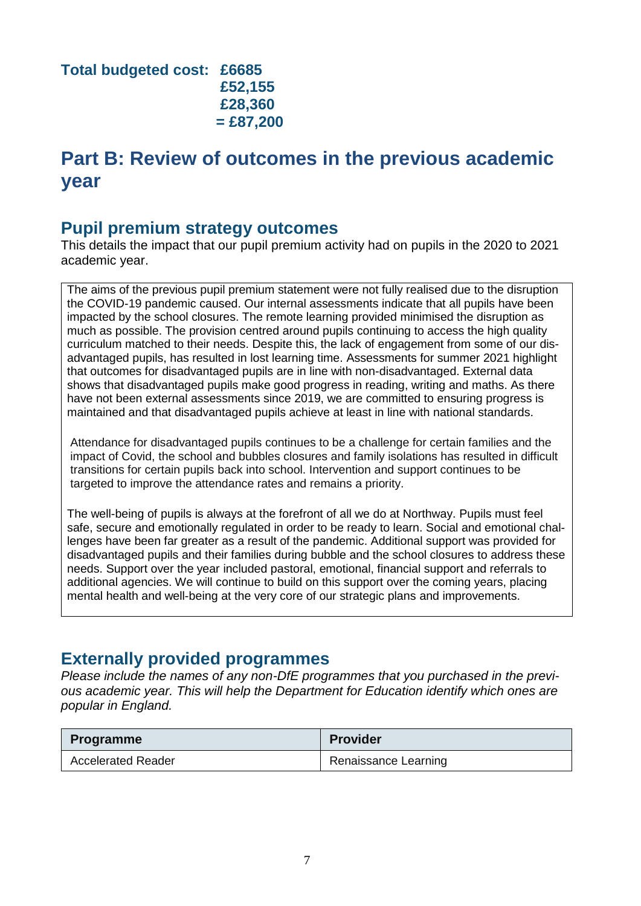**Total budgeted cost: £6685**
**£52,155**
**£28,360**
**= £87,200**

# Part B: Review of outcomes in the previous academic year

## Pupil premium strategy outcomes

This details the impact that our pupil premium activity had on pupils in the 2020 to 2021 academic year.

The aims of the previous pupil premium statement were not fully realised due to the disruption the COVID-19 pandemic caused. Our internal assessments indicate that all pupils have been impacted by the school closures. The remote learning provided minimised the disruption as much as possible. The provision centred around pupils continuing to access the high quality curriculum matched to their needs. Despite this, the lack of engagement from some of our disadvantaged pupils, has resulted in lost learning time. Assessments for summer 2021 highlight that outcomes for disadvantaged pupils are in line with non-disadvantaged. External data shows that disadvantaged pupils make good progress in reading, writing and maths. As there have not been external assessments since 2019, we are committed to ensuring progress is maintained and that disadvantaged pupils achieve at least in line with national standards.

Attendance for disadvantaged pupils continues to be a challenge for certain families and the impact of Covid, the school and bubbles closures and family isolations has resulted in difficult transitions for certain pupils back into school. Intervention and support continues to be targeted to improve the attendance rates and remains a priority.

The well-being of pupils is always at the forefront of all we do at Northway. Pupils must feel safe, secure and emotionally regulated in order to be ready to learn. Social and emotional challenges have been far greater as a result of the pandemic. Additional support was provided for disadvantaged pupils and their families during bubble and the school closures to address these needs. Support over the year included pastoral, emotional, financial support and referrals to additional agencies. We will continue to build on this support over the coming years, placing mental health and well-being at the very core of our strategic plans and improvements.

## Externally provided programmes

*Please include the names of any non-DfE programmes that you purchased in the previous academic year. This will help the Department for Education identify which ones are popular in England.*

| Programme | Provider |
| --- | --- |
| Accelerated Reader | Renaissance Learning |